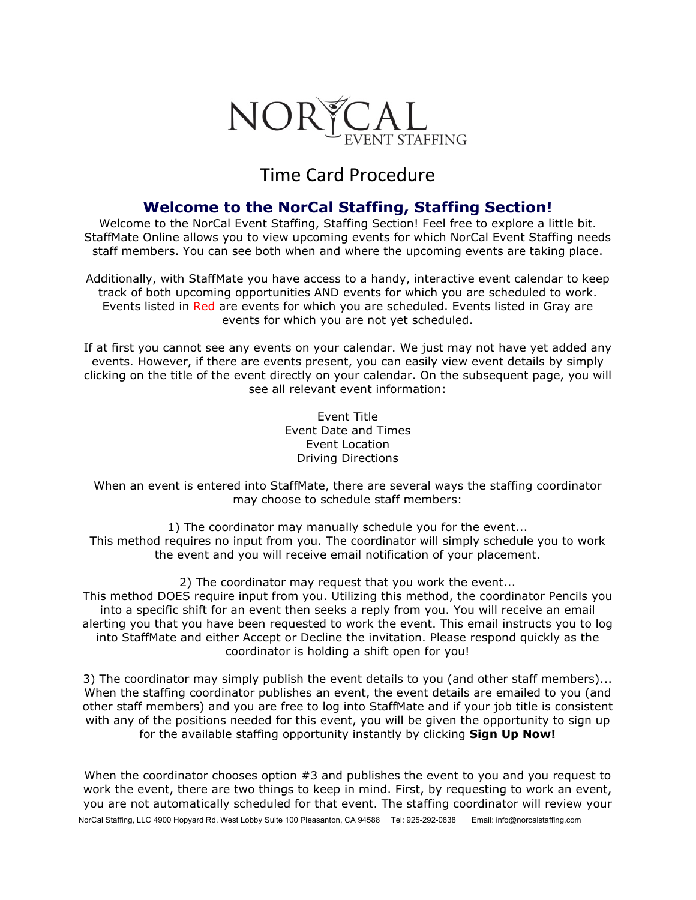NORCAL EVENT STAFFING

# Time Card Procedure

## Welcome to the NorCal Staffing, Staffing Section!

Welcome to the NorCal Event Staffing, Staffing Section! Feel free to explore a little bit. StaffMate Online allows you to view upcoming events for which NorCal Event Staffing needs staff members. You can see both when and where the upcoming events are taking place.

Additionally, with StaffMate you have access to a handy, interactive event calendar to keep track of both upcoming opportunities AND events for which you are scheduled to work. Events listed in Red are events for which you are scheduled. Events listed in Gray are events for which you are not yet scheduled.

If at first you cannot see any events on your calendar. We just may not have yet added any events. However, if there are events present, you can easily view event details by simply clicking on the title of the event directly on your calendar. On the subsequent page, you will see all relevant event information:

Event Title
Event Date and Times
Event Location
Driving Directions

When an event is entered into StaffMate, there are several ways the staffing coordinator may choose to schedule staff members:

1) The coordinator may manually schedule you for the event...
This method requires no input from you. The coordinator will simply schedule you to work the event and you will receive email notification of your placement.

2) The coordinator may request that you work the event...
This method DOES require input from you. Utilizing this method, the coordinator Pencils you into a specific shift for an event then seeks a reply from you. You will receive an email alerting you that you have been requested to work the event. This email instructs you to log into StaffMate and either Accept or Decline the invitation. Please respond quickly as the coordinator is holding a shift open for you!

3) The coordinator may simply publish the event details to you (and other staff members)...
When the staffing coordinator publishes an event, the event details are emailed to you (and other staff members) and you are free to log into StaffMate and if your job title is consistent with any of the positions needed for this event, you will be given the opportunity to sign up for the available staffing opportunity instantly by clicking **Sign Up Now!**

When the coordinator chooses option #3 and publishes the event to you and you request to work the event, there are two things to keep in mind. First, by requesting to work an event, you are not automatically scheduled for that event. The staffing coordinator will review your

NorCal Staffing, LLC 4900 Hopyard Rd. West Lobby Suite 100 Pleasanton, CA 94588 Tel: 925-292-0838 Email: info@norcalstaffing.com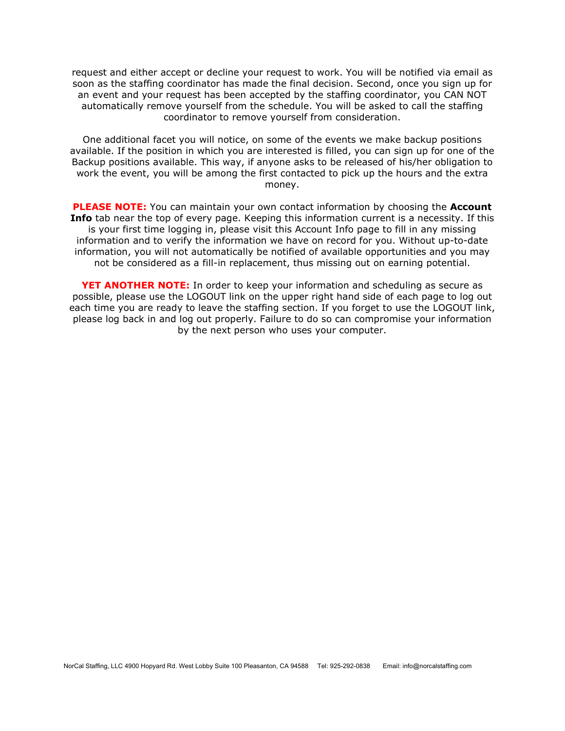request and either accept or decline your request to work. You will be notified via email as soon as the staffing coordinator has made the final decision. Second, once you sign up for an event and your request has been accepted by the staffing coordinator, you CAN NOT automatically remove yourself from the schedule. You will be asked to call the staffing coordinator to remove yourself from consideration.

One additional facet you will notice, on some of the events we make backup positions available. If the position in which you are interested is filled, you can sign up for one of the Backup positions available. This way, if anyone asks to be released of his/her obligation to work the event, you will be among the first contacted to pick up the hours and the extra money.

**PLEASE NOTE:** You can maintain your own contact information by choosing the **Account Info** tab near the top of every page. Keeping this information current is a necessity. If this is your first time logging in, please visit this Account Info page to fill in any missing information and to verify the information we have on record for you. Without up-to-date information, you will not automatically be notified of available opportunities and you may not be considered as a fill-in replacement, thus missing out on earning potential.

**YET ANOTHER NOTE:** In order to keep your information and scheduling as secure as possible, please use the LOGOUT link on the upper right hand side of each page to log out each time you are ready to leave the staffing section. If you forget to use the LOGOUT link, please log back in and log out properly. Failure to do so can compromise your information by the next person who uses your computer.

NorCal Staffing, LLC 4900 Hopyard Rd. West Lobby Suite 100 Pleasanton, CA 94588 Tel: 925-292-0838 Email: info@norcalstaffing.com